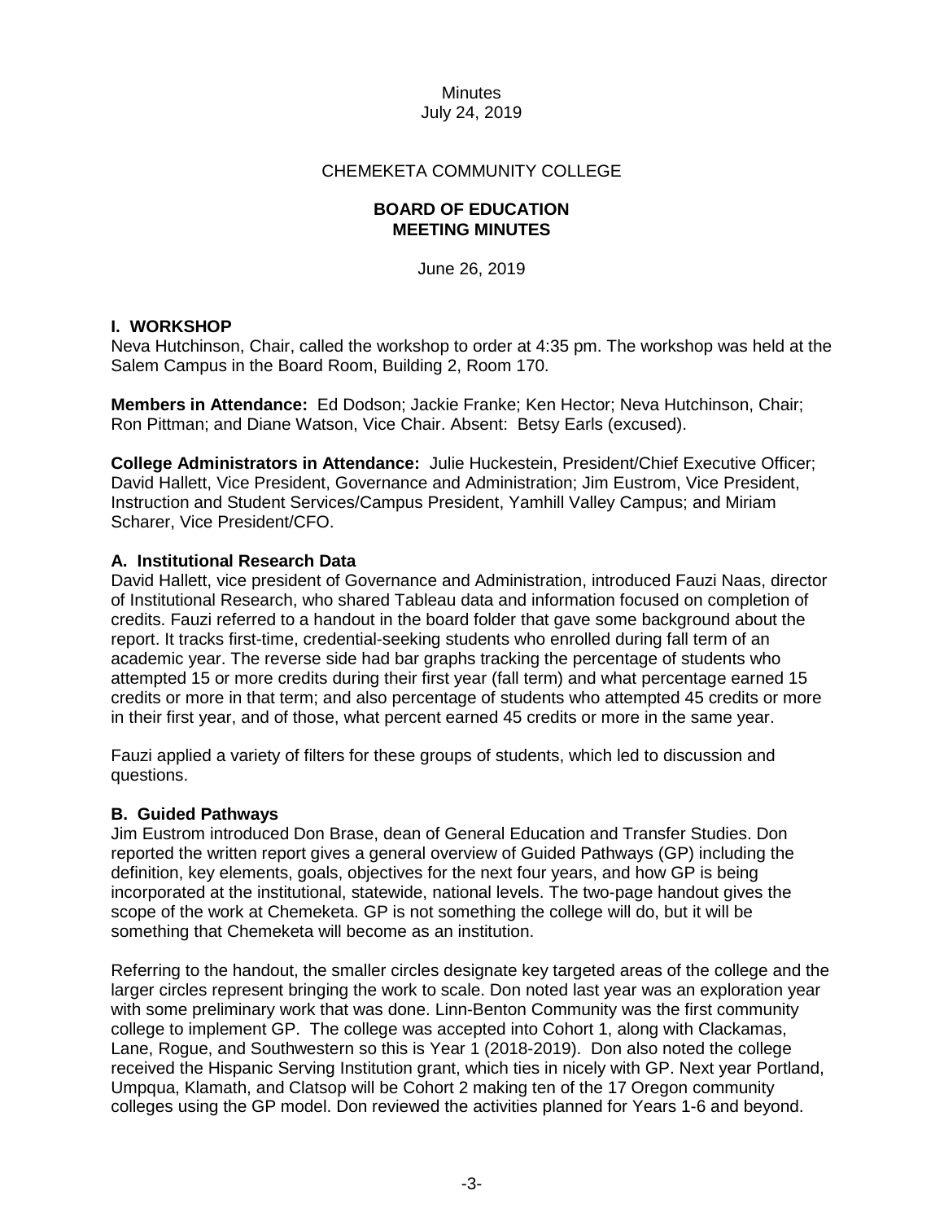Minutes
July 24, 2019

CHEMEKETA COMMUNITY COLLEGE

**BOARD OF EDUCATION**
**MEETING MINUTES**

June 26, 2019

### I. WORKSHOP

Neva Hutchinson, Chair, called the workshop to order at 4:35 pm. The workshop was held at the Salem Campus in the Board Room, Building 2, Room 170.

**Members in Attendance:** Ed Dodson; Jackie Franke; Ken Hector; Neva Hutchinson, Chair; Ron Pittman; and Diane Watson, Vice Chair. Absent: Betsy Earls (excused).

**College Administrators in Attendance:** Julie Huckestein, President/Chief Executive Officer; David Hallett, Vice President, Governance and Administration; Jim Eustrom, Vice President, Instruction and Student Services/Campus President, Yamhill Valley Campus; and Miriam Scharer, Vice President/CFO.

#### A. Institutional Research Data

David Hallett, vice president of Governance and Administration, introduced Fauzi Naas, director of Institutional Research, who shared Tableau data and information focused on completion of credits. Fauzi referred to a handout in the board folder that gave some background about the report. It tracks first-time, credential-seeking students who enrolled during fall term of an academic year. The reverse side had bar graphs tracking the percentage of students who attempted 15 or more credits during their first year (fall term) and what percentage earned 15 credits or more in that term; and also percentage of students who attempted 45 credits or more in their first year, and of those, what percent earned 45 credits or more in the same year.

Fauzi applied a variety of filters for these groups of students, which led to discussion and questions.

#### B. Guided Pathways

Jim Eustrom introduced Don Brase, dean of General Education and Transfer Studies. Don reported the written report gives a general overview of Guided Pathways (GP) including the definition, key elements, goals, objectives for the next four years, and how GP is being incorporated at the institutional, statewide, national levels. The two-page handout gives the scope of the work at Chemeketa. GP is not something the college will do, but it will be something that Chemeketa will become as an institution.

Referring to the handout, the smaller circles designate key targeted areas of the college and the larger circles represent bringing the work to scale. Don noted last year was an exploration year with some preliminary work that was done. Linn-Benton Community was the first community college to implement GP. The college was accepted into Cohort 1, along with Clackamas, Lane, Rogue, and Southwestern so this is Year 1 (2018-2019). Don also noted the college received the Hispanic Serving Institution grant, which ties in nicely with GP. Next year Portland, Umpqua, Klamath, and Clatsop will be Cohort 2 making ten of the 17 Oregon community colleges using the GP model. Don reviewed the activities planned for Years 1-6 and beyond.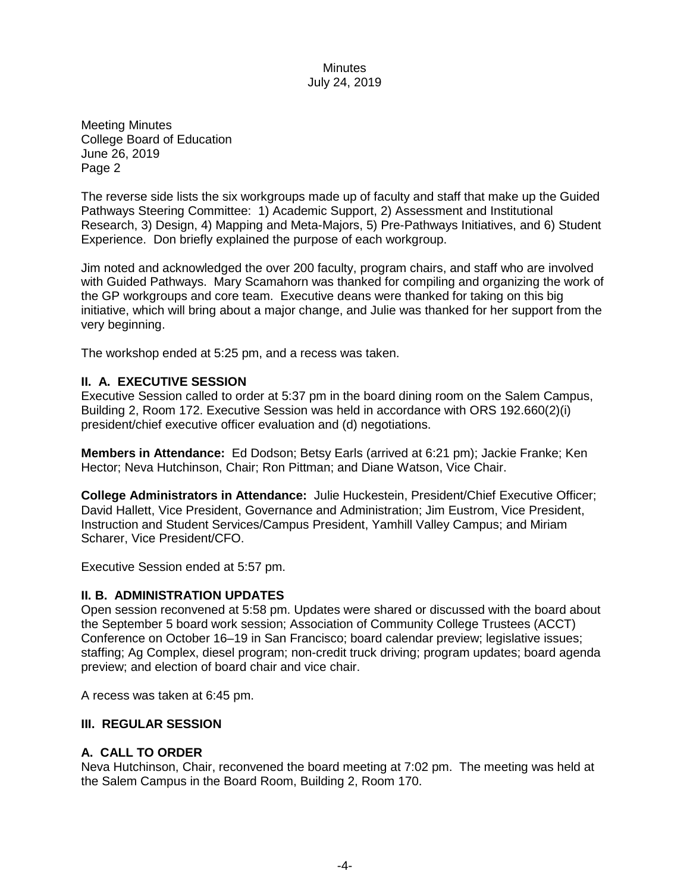Meeting Minutes
College Board of Education
June 26, 2019
Page 2

The reverse side lists the six workgroups made up of faculty and staff that make up the Guided Pathways Steering Committee: 1) Academic Support, 2) Assessment and Institutional Research, 3) Design, 4) Mapping and Meta-Majors, 5) Pre-Pathways Initiatives, and 6) Student Experience. Don briefly explained the purpose of each workgroup.

Jim noted and acknowledged the over 200 faculty, program chairs, and staff who are involved with Guided Pathways. Mary Scamahorn was thanked for compiling and organizing the work of the GP workgroups and core team. Executive deans were thanked for taking on this big initiative, which will bring about a major change, and Julie was thanked for her support from the very beginning.

The workshop ended at 5:25 pm, and a recess was taken.

**II. A. EXECUTIVE SESSION**

Executive Session called to order at 5:37 pm in the board dining room on the Salem Campus, Building 2, Room 172. Executive Session was held in accordance with ORS 192.660(2)(i) president/chief executive officer evaluation and (d) negotiations.

**Members in Attendance:** Ed Dodson; Betsy Earls (arrived at 6:21 pm); Jackie Franke; Ken Hector; Neva Hutchinson, Chair; Ron Pittman; and Diane Watson, Vice Chair.

**College Administrators in Attendance:** Julie Huckestein, President/Chief Executive Officer; David Hallett, Vice President, Governance and Administration; Jim Eustrom, Vice President, Instruction and Student Services/Campus President, Yamhill Valley Campus; and Miriam Scharer, Vice President/CFO.

Executive Session ended at 5:57 pm.

**II. B. ADMINISTRATION UPDATES**

Open session reconvened at 5:58 pm. Updates were shared or discussed with the board about the September 5 board work session; Association of Community College Trustees (ACCT) Conference on October 16–19 in San Francisco; board calendar preview; legislative issues; staffing; Ag Complex, diesel program; non-credit truck driving; program updates; board agenda preview; and election of board chair and vice chair.

A recess was taken at 6:45 pm.

**III. REGULAR SESSION**

**A. CALL TO ORDER**

Neva Hutchinson, Chair, reconvened the board meeting at 7:02 pm. The meeting was held at the Salem Campus in the Board Room, Building 2, Room 170.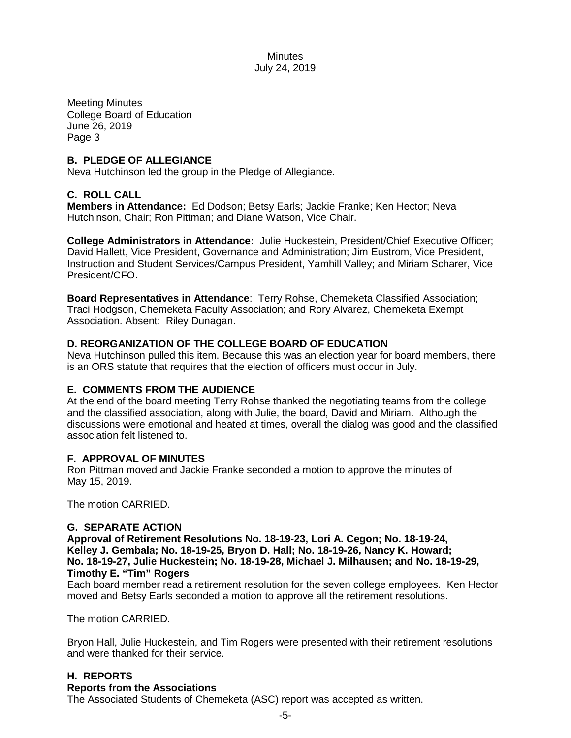Meeting Minutes
College Board of Education
June 26, 2019

### B. PLEDGE OF ALLEGIANCE

Neva Hutchinson led the group in the Pledge of Allegiance.

### C. ROLL CALL

**Members in Attendance:** Ed Dodson; Betsy Earls; Jackie Franke; Ken Hector; Neva Hutchinson, Chair; Ron Pittman; and Diane Watson, Vice Chair.

**College Administrators in Attendance:** Julie Huckestein, President/Chief Executive Officer; David Hallett, Vice President, Governance and Administration; Jim Eustrom, Vice President, Instruction and Student Services/Campus President, Yamhill Valley; and Miriam Scharer, Vice President/CFO.

**Board Representatives in Attendance**: Terry Rohse, Chemeketa Classified Association; Traci Hodgson, Chemeketa Faculty Association; and Rory Alvarez, Chemeketa Exempt Association. Absent: Riley Dunagan.

### D. REORGANIZATION OF THE COLLEGE BOARD OF EDUCATION

Neva Hutchinson pulled this item. Because this was an election year for board members, there is an ORS statute that requires that the election of officers must occur in July.

### E. COMMENTS FROM THE AUDIENCE

At the end of the board meeting Terry Rohse thanked the negotiating teams from the college and the classified association, along with Julie, the board, David and Miriam. Although the discussions were emotional and heated at times, overall the dialog was good and the classified association felt listened to.

### F. APPROVAL OF MINUTES

Ron Pittman moved and Jackie Franke seconded a motion to approve the minutes of May 15, 2019.

The motion CARRIED.

### G. SEPARATE ACTION

**Approval of Retirement Resolutions No. 18-19-23, Lori A. Cegon; No. 18-19-24, Kelley J. Gembala; No. 18-19-25, Bryon D. Hall; No. 18-19-26, Nancy K. Howard; No. 18-19-27, Julie Huckestein; No. 18-19-28, Michael J. Milhausen; and No. 18-19-29, Timothy E. "Tim" Rogers**

Each board member read a retirement resolution for the seven college employees. Ken Hector moved and Betsy Earls seconded a motion to approve all the retirement resolutions.

The motion CARRIED.

Bryon Hall, Julie Huckestein, and Tim Rogers were presented with their retirement resolutions and were thanked for their service.

### H. REPORTS

**Reports from the Associations**

The Associated Students of Chemeketa (ASC) report was accepted as written.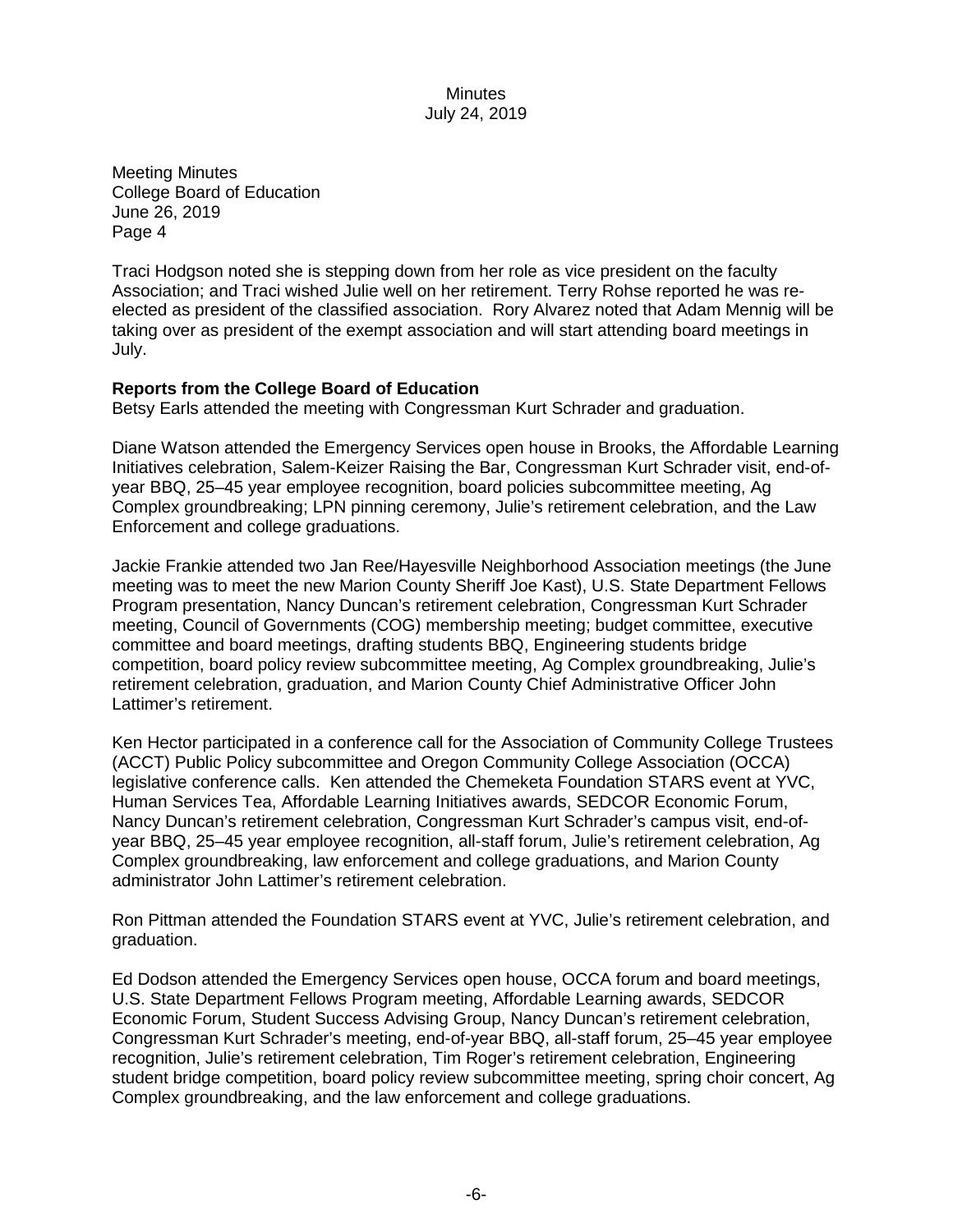Meeting Minutes
College Board of Education
June 26, 2019
Page 4

Traci Hodgson noted she is stepping down from her role as vice president on the faculty Association; and Traci wished Julie well on her retirement. Terry Rohse reported he was re-elected as president of the classified association. Rory Alvarez noted that Adam Mennig will be taking over as president of the exempt association and will start attending board meetings in July.

**Reports from the College Board of Education**

Betsy Earls attended the meeting with Congressman Kurt Schrader and graduation.

Diane Watson attended the Emergency Services open house in Brooks, the Affordable Learning Initiatives celebration, Salem-Keizer Raising the Bar, Congressman Kurt Schrader visit, end-of-year BBQ, 25–45 year employee recognition, board policies subcommittee meeting, Ag Complex groundbreaking; LPN pinning ceremony, Julie's retirement celebration, and the Law Enforcement and college graduations.

Jackie Frankie attended two Jan Ree/Hayesville Neighborhood Association meetings (the June meeting was to meet the new Marion County Sheriff Joe Kast), U.S. State Department Fellows Program presentation, Nancy Duncan's retirement celebration, Congressman Kurt Schrader meeting, Council of Governments (COG) membership meeting; budget committee, executive committee and board meetings, drafting students BBQ, Engineering students bridge competition, board policy review subcommittee meeting, Ag Complex groundbreaking, Julie's retirement celebration, graduation, and Marion County Chief Administrative Officer John Lattimer's retirement.

Ken Hector participated in a conference call for the Association of Community College Trustees (ACCT) Public Policy subcommittee and Oregon Community College Association (OCCA) legislative conference calls. Ken attended the Chemeketa Foundation STARS event at YVC, Human Services Tea, Affordable Learning Initiatives awards, SEDCOR Economic Forum, Nancy Duncan's retirement celebration, Congressman Kurt Schrader's campus visit, end-of-year BBQ, 25–45 year employee recognition, all-staff forum, Julie's retirement celebration, Ag Complex groundbreaking, law enforcement and college graduations, and Marion County administrator John Lattimer's retirement celebration.

Ron Pittman attended the Foundation STARS event at YVC, Julie's retirement celebration, and graduation.

Ed Dodson attended the Emergency Services open house, OCCA forum and board meetings, U.S. State Department Fellows Program meeting, Affordable Learning awards, SEDCOR Economic Forum, Student Success Advising Group, Nancy Duncan's retirement celebration, Congressman Kurt Schrader's meeting, end-of-year BBQ, all-staff forum, 25–45 year employee recognition, Julie's retirement celebration, Tim Roger's retirement celebration, Engineering student bridge competition, board policy review subcommittee meeting, spring choir concert, Ag Complex groundbreaking, and the law enforcement and college graduations.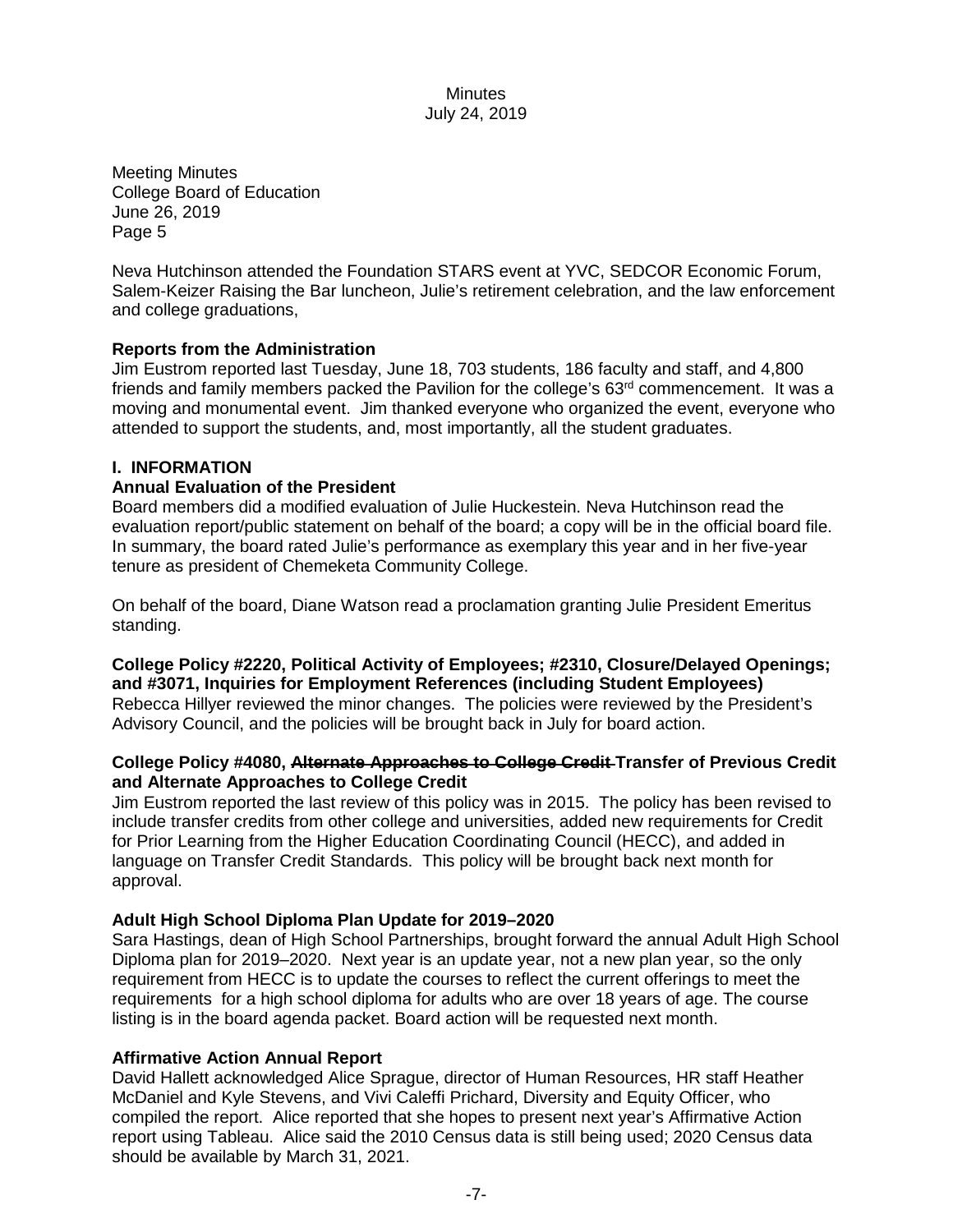Meeting Minutes
College Board of Education
June 26, 2019
Page 5

Neva Hutchinson attended the Foundation STARS event at YVC, SEDCOR Economic Forum, Salem-Keizer Raising the Bar luncheon, Julie's retirement celebration, and the law enforcement and college graduations,

**Reports from the Administration**

Jim Eustrom reported last Tuesday, June 18, 703 students, 186 faculty and staff, and 4,800 friends and family members packed the Pavilion for the college's 63rd commencement. It was a moving and monumental event. Jim thanked everyone who organized the event, everyone who attended to support the students, and, most importantly, all the student graduates.

**I. INFORMATION**

**Annual Evaluation of the President**

Board members did a modified evaluation of Julie Huckestein. Neva Hutchinson read the evaluation report/public statement on behalf of the board; a copy will be in the official board file. In summary, the board rated Julie's performance as exemplary this year and in her five-year tenure as president of Chemeketa Community College.

On behalf of the board, Diane Watson read a proclamation granting Julie President Emeritus standing.

**College Policy #2220, Political Activity of Employees; #2310, Closure/Delayed Openings; and #3071, Inquiries for Employment References (including Student Employees)**

Rebecca Hillyer reviewed the minor changes. The policies were reviewed by the President's Advisory Council, and the policies will be brought back in July for board action.

**College Policy #4080, ~~Alternate Approaches to College Credit~~ Transfer of Previous Credit and Alternate Approaches to College Credit**

Jim Eustrom reported the last review of this policy was in 2015. The policy has been revised to include transfer credits from other college and universities, added new requirements for Credit for Prior Learning from the Higher Education Coordinating Council (HECC), and added in language on Transfer Credit Standards. This policy will be brought back next month for approval.

**Adult High School Diploma Plan Update for 2019–2020**

Sara Hastings, dean of High School Partnerships, brought forward the annual Adult High School Diploma plan for 2019–2020. Next year is an update year, not a new plan year, so the only requirement from HECC is to update the courses to reflect the current offerings to meet the requirements for a high school diploma for adults who are over 18 years of age. The course listing is in the board agenda packet. Board action will be requested next month.

**Affirmative Action Annual Report**

David Hallett acknowledged Alice Sprague, director of Human Resources, HR staff Heather McDaniel and Kyle Stevens, and Vivi Caleffi Prichard, Diversity and Equity Officer, who compiled the report. Alice reported that she hopes to present next year's Affirmative Action report using Tableau. Alice said the 2010 Census data is still being used; 2020 Census data should be available by March 31, 2021.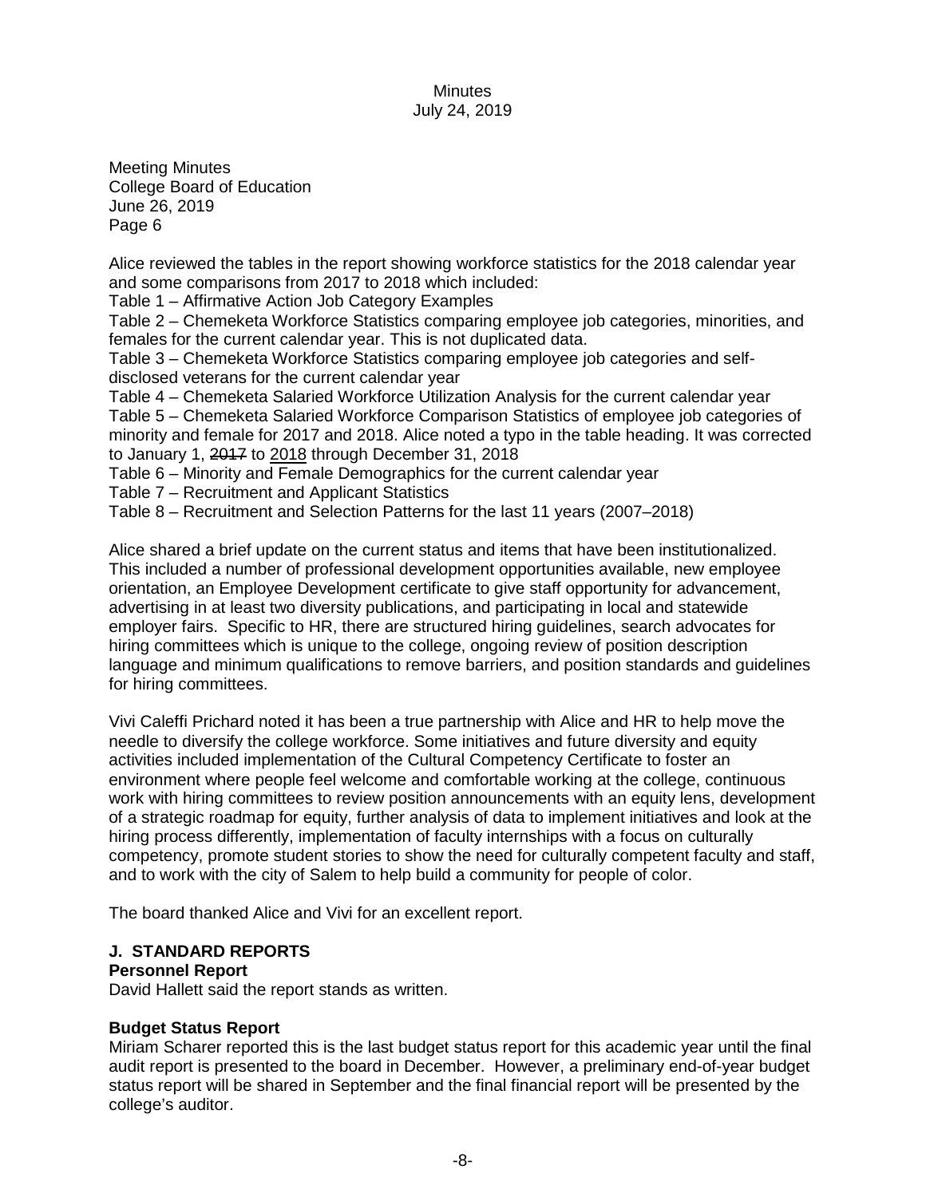Alice reviewed the tables in the report showing workforce statistics for the 2018 calendar year and some comparisons from 2017 to 2018 which included:

Table 1 – Affirmative Action Job Category Examples
Table 2 – Chemeketa Workforce Statistics comparing employee job categories, minorities, and females for the current calendar year. This is not duplicated data.
Table 3 – Chemeketa Workforce Statistics comparing employee job categories and self-disclosed veterans for the current calendar year
Table 4 – Chemeketa Salaried Workforce Utilization Analysis for the current calendar year
Table 5 – Chemeketa Salaried Workforce Comparison Statistics of employee job categories of minority and female for 2017 and 2018. Alice noted a typo in the table heading. It was corrected to January 1, ~~2017~~ to <u>2018</u> through December 31, 2018
Table 6 – Minority and Female Demographics for the current calendar year
Table 7 – Recruitment and Applicant Statistics
Table 8 – Recruitment and Selection Patterns for the last 11 years (2007–2018)

Alice shared a brief update on the current status and items that have been institutionalized. This included a number of professional development opportunities available, new employee orientation, an Employee Development certificate to give staff opportunity for advancement, advertising in at least two diversity publications, and participating in local and statewide employer fairs. Specific to HR, there are structured hiring guidelines, search advocates for hiring committees which is unique to the college, ongoing review of position description language and minimum qualifications to remove barriers, and position standards and guidelines for hiring committees.

Vivi Caleffi Prichard noted it has been a true partnership with Alice and HR to help move the needle to diversify the college workforce. Some initiatives and future diversity and equity activities included implementation of the Cultural Competency Certificate to foster an environment where people feel welcome and comfortable working at the college, continuous work with hiring committees to review position announcements with an equity lens, development of a strategic roadmap for equity, further analysis of data to implement initiatives and look at the hiring process differently, implementation of faculty internships with a focus on culturally competency, promote student stories to show the need for culturally competent faculty and staff, and to work with the city of Salem to help build a community for people of color.

The board thanked Alice and Vivi for an excellent report.

## J. STANDARD REPORTS

### Personnel Report

David Hallett said the report stands as written.

### Budget Status Report

Miriam Scharer reported this is the last budget status report for this academic year until the final audit report is presented to the board in December. However, a preliminary end-of-year budget status report will be shared in September and the final financial report will be presented by the college's auditor.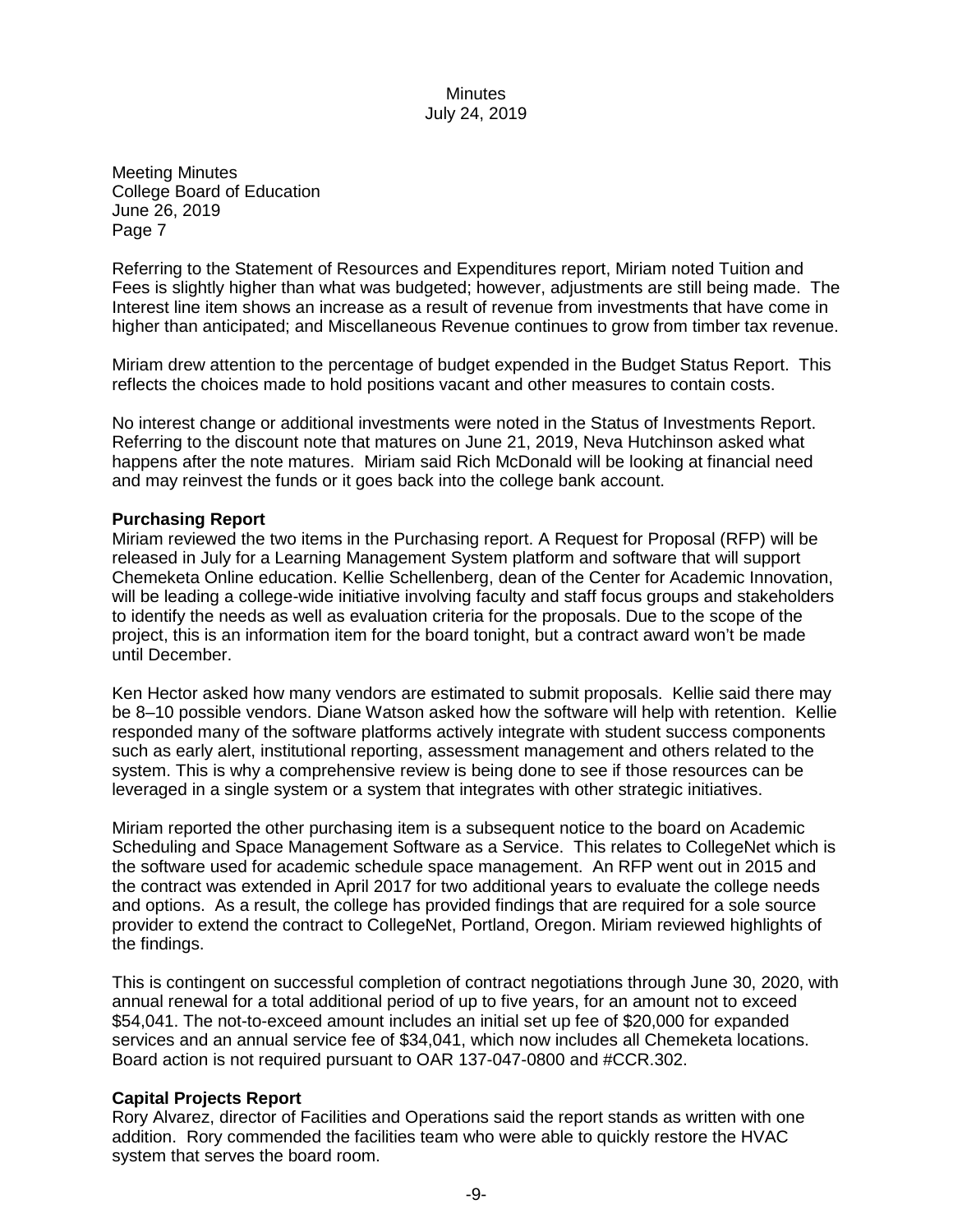Meeting Minutes
College Board of Education
June 26, 2019
Page 7

Referring to the Statement of Resources and Expenditures report, Miriam noted Tuition and Fees is slightly higher than what was budgeted; however, adjustments are still being made. The Interest line item shows an increase as a result of revenue from investments that have come in higher than anticipated; and Miscellaneous Revenue continues to grow from timber tax revenue.

Miriam drew attention to the percentage of budget expended in the Budget Status Report. This reflects the choices made to hold positions vacant and other measures to contain costs.

No interest change or additional investments were noted in the Status of Investments Report. Referring to the discount note that matures on June 21, 2019, Neva Hutchinson asked what happens after the note matures. Miriam said Rich McDonald will be looking at financial need and may reinvest the funds or it goes back into the college bank account.

**Purchasing Report**

Miriam reviewed the two items in the Purchasing report. A Request for Proposal (RFP) will be released in July for a Learning Management System platform and software that will support Chemeketa Online education. Kellie Schellenberg, dean of the Center for Academic Innovation, will be leading a college-wide initiative involving faculty and staff focus groups and stakeholders to identify the needs as well as evaluation criteria for the proposals. Due to the scope of the project, this is an information item for the board tonight, but a contract award won't be made until December.

Ken Hector asked how many vendors are estimated to submit proposals. Kellie said there may be 8–10 possible vendors. Diane Watson asked how the software will help with retention. Kellie responded many of the software platforms actively integrate with student success components such as early alert, institutional reporting, assessment management and others related to the system. This is why a comprehensive review is being done to see if those resources can be leveraged in a single system or a system that integrates with other strategic initiatives.

Miriam reported the other purchasing item is a subsequent notice to the board on Academic Scheduling and Space Management Software as a Service. This relates to CollegeNet which is the software used for academic schedule space management. An RFP went out in 2015 and the contract was extended in April 2017 for two additional years to evaluate the college needs and options. As a result, the college has provided findings that are required for a sole source provider to extend the contract to CollegeNet, Portland, Oregon. Miriam reviewed highlights of the findings.

This is contingent on successful completion of contract negotiations through June 30, 2020, with annual renewal for a total additional period of up to five years, for an amount not to exceed $54,041. The not-to-exceed amount includes an initial set up fee of $20,000 for expanded services and an annual service fee of $34,041, which now includes all Chemeketa locations. Board action is not required pursuant to OAR 137-047-0800 and #CCR.302.

**Capital Projects Report**

Rory Alvarez, director of Facilities and Operations said the report stands as written with one addition. Rory commended the facilities team who were able to quickly restore the HVAC system that serves the board room.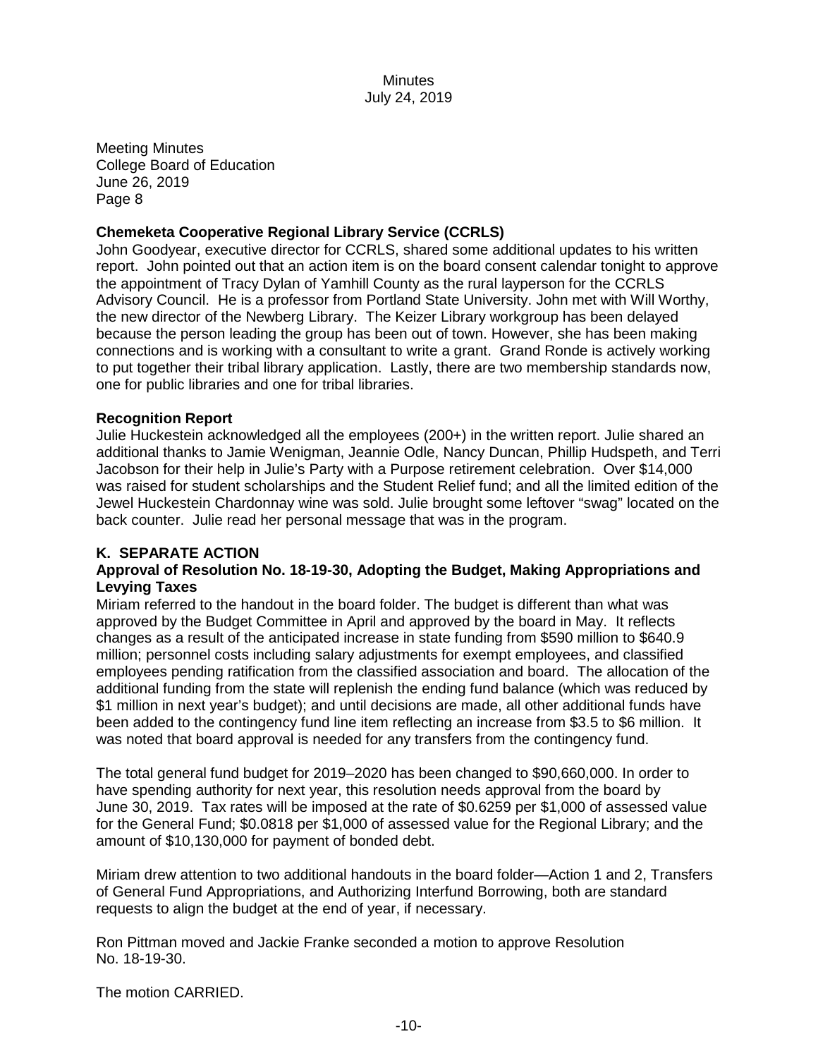Meeting Minutes
College Board of Education
June 26, 2019
Page 8

**Chemeketa Cooperative Regional Library Service (CCRLS)**

John Goodyear, executive director for CCRLS, shared some additional updates to his written report. John pointed out that an action item is on the board consent calendar tonight to approve the appointment of Tracy Dylan of Yamhill County as the rural layperson for the CCRLS Advisory Council. He is a professor from Portland State University. John met with Will Worthy, the new director of the Newberg Library. The Keizer Library workgroup has been delayed because the person leading the group has been out of town. However, she has been making connections and is working with a consultant to write a grant. Grand Ronde is actively working to put together their tribal library application. Lastly, there are two membership standards now, one for public libraries and one for tribal libraries.

**Recognition Report**

Julie Huckestein acknowledged all the employees (200+) in the written report. Julie shared an additional thanks to Jamie Wenigman, Jeannie Odle, Nancy Duncan, Phillip Hudspeth, and Terri Jacobson for their help in Julie's Party with a Purpose retirement celebration. Over $14,000 was raised for student scholarships and the Student Relief fund; and all the limited edition of the Jewel Huckestein Chardonnay wine was sold. Julie brought some leftover "swag" located on the back counter. Julie read her personal message that was in the program.

**K. SEPARATE ACTION**

**Approval of Resolution No. 18-19-30, Adopting the Budget, Making Appropriations and Levying Taxes**

Miriam referred to the handout in the board folder. The budget is different than what was approved by the Budget Committee in April and approved by the board in May. It reflects changes as a result of the anticipated increase in state funding from $590 million to $640.9 million; personnel costs including salary adjustments for exempt employees, and classified employees pending ratification from the classified association and board. The allocation of the additional funding from the state will replenish the ending fund balance (which was reduced by $1 million in next year's budget); and until decisions are made, all other additional funds have been added to the contingency fund line item reflecting an increase from $3.5 to $6 million. It was noted that board approval is needed for any transfers from the contingency fund.

The total general fund budget for 2019–2020 has been changed to $90,660,000. In order to have spending authority for next year, this resolution needs approval from the board by June 30, 2019. Tax rates will be imposed at the rate of $0.6259 per $1,000 of assessed value for the General Fund; $0.0818 per $1,000 of assessed value for the Regional Library; and the amount of $10,130,000 for payment of bonded debt.

Miriam drew attention to two additional handouts in the board folder—Action 1 and 2, Transfers of General Fund Appropriations, and Authorizing Interfund Borrowing, both are standard requests to align the budget at the end of year, if necessary.

Ron Pittman moved and Jackie Franke seconded a motion to approve Resolution No. 18-19-30.

The motion CARRIED.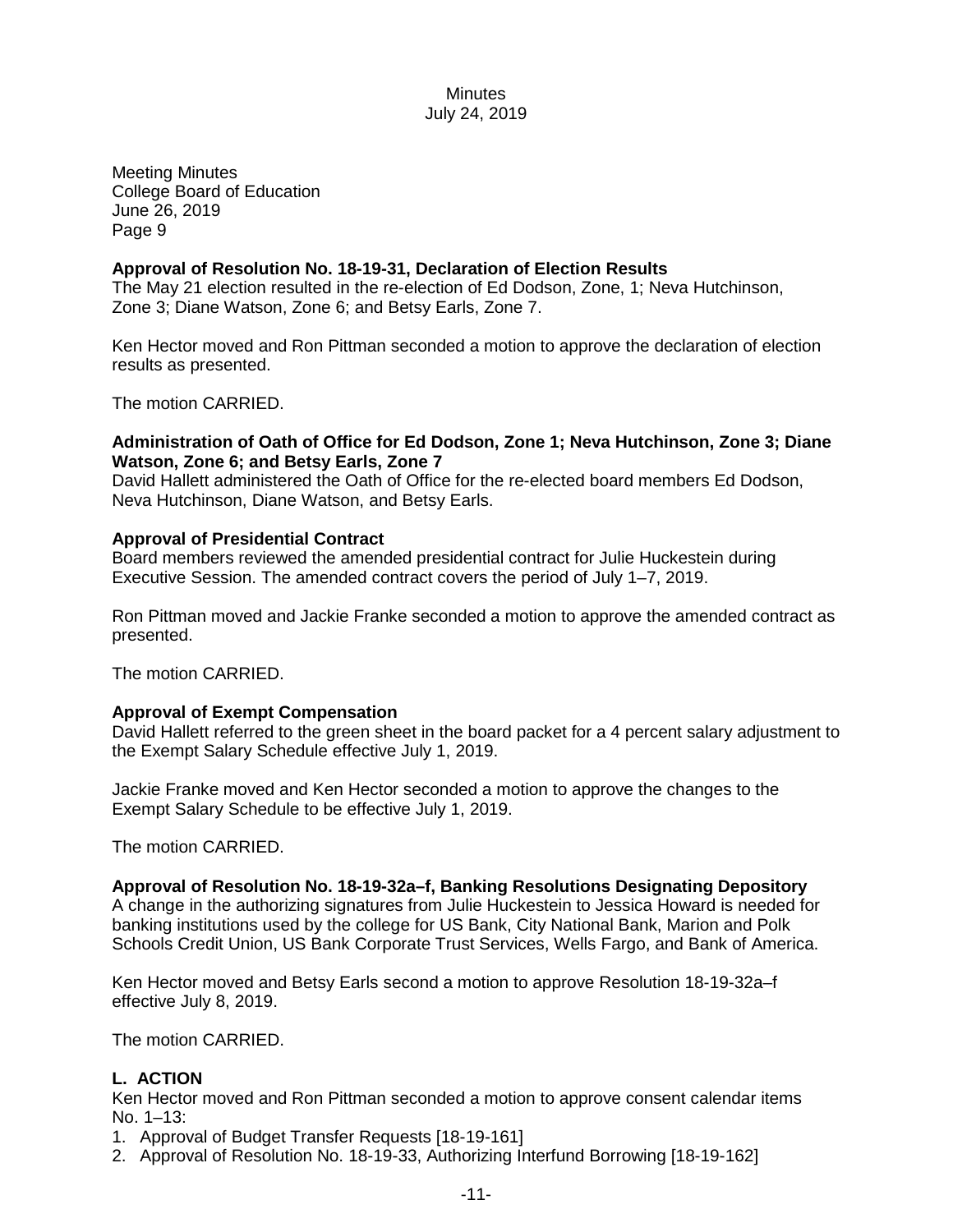Meeting Minutes
College Board of Education
June 26, 2019
Page 9

**Approval of Resolution No. 18-19-31, Declaration of Election Results**
The May 21 election resulted in the re-election of Ed Dodson, Zone, 1; Neva Hutchinson, Zone 3; Diane Watson, Zone 6; and Betsy Earls, Zone 7.

Ken Hector moved and Ron Pittman seconded a motion to approve the declaration of election results as presented.

The motion CARRIED.

**Administration of Oath of Office for Ed Dodson, Zone 1; Neva Hutchinson, Zone 3; Diane Watson, Zone 6; and Betsy Earls, Zone 7**
David Hallett administered the Oath of Office for the re-elected board members Ed Dodson, Neva Hutchinson, Diane Watson, and Betsy Earls.

**Approval of Presidential Contract**
Board members reviewed the amended presidential contract for Julie Huckestein during Executive Session. The amended contract covers the period of July 1–7, 2019.

Ron Pittman moved and Jackie Franke seconded a motion to approve the amended contract as presented.

The motion CARRIED.

**Approval of Exempt Compensation**
David Hallett referred to the green sheet in the board packet for a 4 percent salary adjustment to the Exempt Salary Schedule effective July 1, 2019.

Jackie Franke moved and Ken Hector seconded a motion to approve the changes to the Exempt Salary Schedule to be effective July 1, 2019.

The motion CARRIED.

**Approval of Resolution No. 18-19-32a–f, Banking Resolutions Designating Depository**
A change in the authorizing signatures from Julie Huckestein to Jessica Howard is needed for banking institutions used by the college for US Bank, City National Bank, Marion and Polk Schools Credit Union, US Bank Corporate Trust Services, Wells Fargo, and Bank of America.

Ken Hector moved and Betsy Earls second a motion to approve Resolution 18-19-32a–f effective July 8, 2019.

The motion CARRIED.

## L. ACTION

Ken Hector moved and Ron Pittman seconded a motion to approve consent calendar items No. 1–13:

1. Approval of Budget Transfer Requests [18-19-161]
2. Approval of Resolution No. 18-19-33, Authorizing Interfund Borrowing [18-19-162]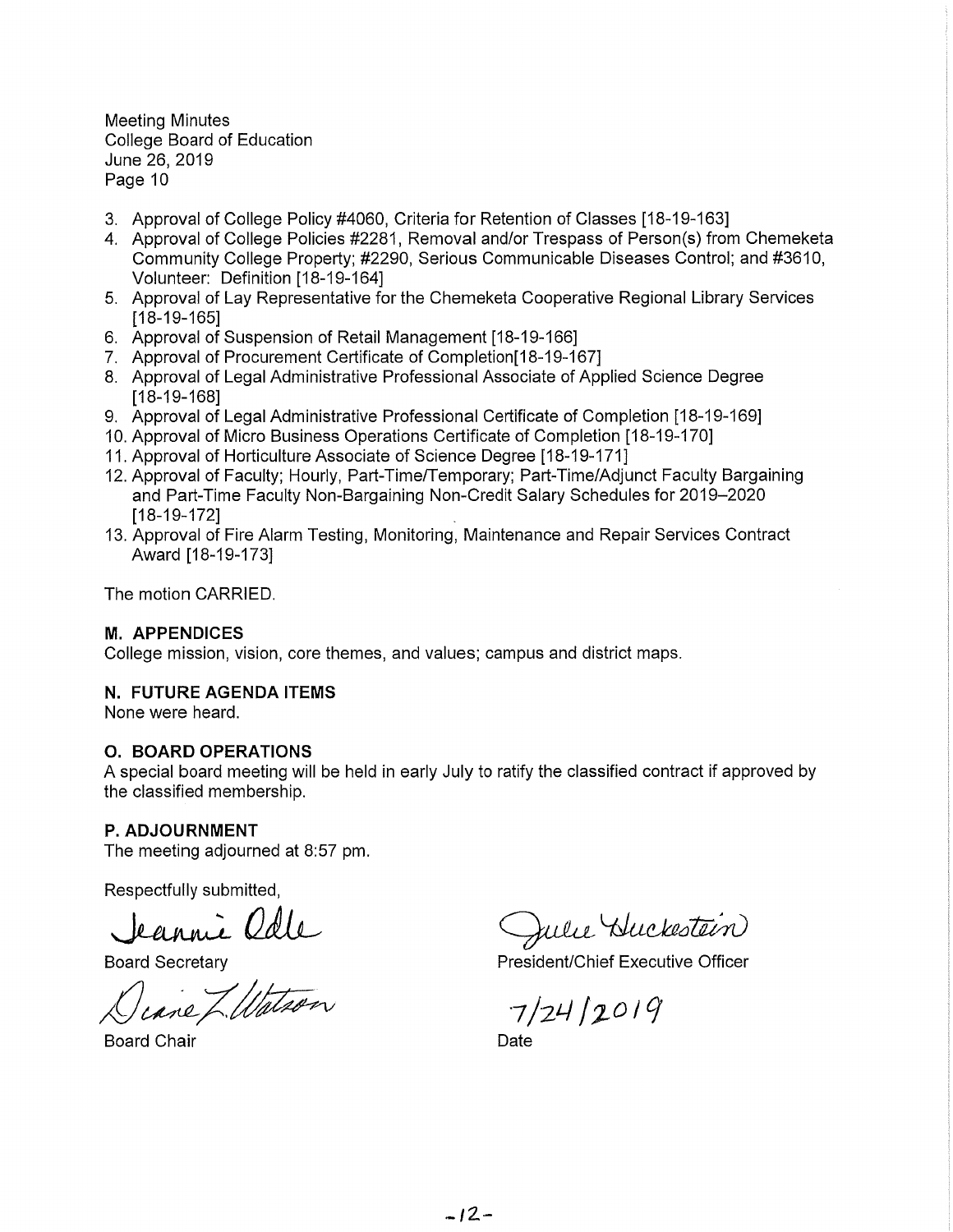Meeting Minutes
College Board of Education
June 26, 2019
Page 10

3. Approval of College Policy #4060, Criteria for Retention of Classes [18-19-163]
4. Approval of College Policies #2281, Removal and/or Trespass of Person(s) from Chemeketa Community College Property; #2290, Serious Communicable Diseases Control; and #3610, Volunteer: Definition [18-19-164]
5. Approval of Lay Representative for the Chemeketa Cooperative Regional Library Services [18-19-165]
6. Approval of Suspension of Retail Management [18-19-166]
7. Approval of Procurement Certificate of Completion[18-19-167]
8. Approval of Legal Administrative Professional Associate of Applied Science Degree [18-19-168]
9. Approval of Legal Administrative Professional Certificate of Completion [18-19-169]
10. Approval of Micro Business Operations Certificate of Completion [18-19-170]
11. Approval of Horticulture Associate of Science Degree [18-19-171]
12. Approval of Faculty; Hourly, Part-Time/Temporary; Part-Time/Adjunct Faculty Bargaining and Part-Time Faculty Non-Bargaining Non-Credit Salary Schedules for 2019–2020 [18-19-172]
13. Approval of Fire Alarm Testing, Monitoring, Maintenance and Repair Services Contract Award [18-19-173]

The motion CARRIED.

## M. APPENDICES

College mission, vision, core themes, and values; campus and district maps.

## N. FUTURE AGENDA ITEMS

None were heard.

## O. BOARD OPERATIONS

A special board meeting will be held in early July to ratify the classified contract if approved by the classified membership.

## P. ADJOURNMENT

The meeting adjourned at 8:57 pm.

Respectfully submitted,

Jeannie Odle
Board Secretary

Julie Huckestein
President/Chief Executive Officer

Diane L. Watson
Board Chair

7/24/2019
Date